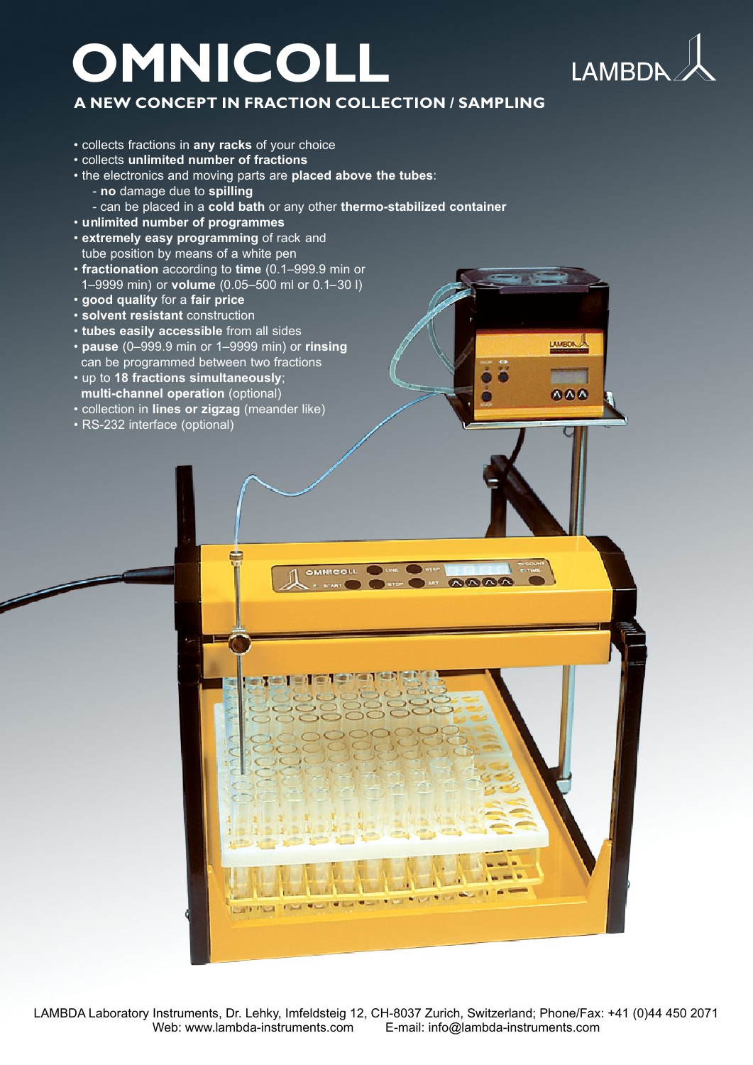# OMNICOLL

LAMBDA

## A NEW CONCEPT IN FRACTION COLLECTION / SAMPLING

- collects fractions in **any racks** of your choice
- collects **unlimited number of fractions**
- the electronics and moving parts are **placed above the tubes**:
  - **no** damage due to **spilling**
  - can be placed in a **cold bath** or any other **thermo-stabilized container**
- **unlimited number of programmes**
- **extremely easy programming** of rack and tube position by means of a white pen
- **fractionation** according to **time** (0.1–999.9 min or 1–9999 min) or **volume** (0.05–500 ml or 0.1–30 l)
- **good quality** for a **fair price**
- **solvent resistant** construction
- **tubes easily accessible** from all sides
- **pause** (0–999.9 min or 1–9999 min) or **rinsing** can be programmed between two fractions
- up to **18 fractions simultaneously**; **multi-channel operation** (optional)
- collection in **lines or zigzag** (meander like)
- RS-232 interface (optional)

LAMBDA Laboratory Instruments, Dr. Lehky, Imfeldsteig 12, CH-8037 Zurich, Switzerland; Phone/Fax: +41 (0)44 450 2071
Web: www.lambda-instruments.com E-mail: info@lambda-instruments.com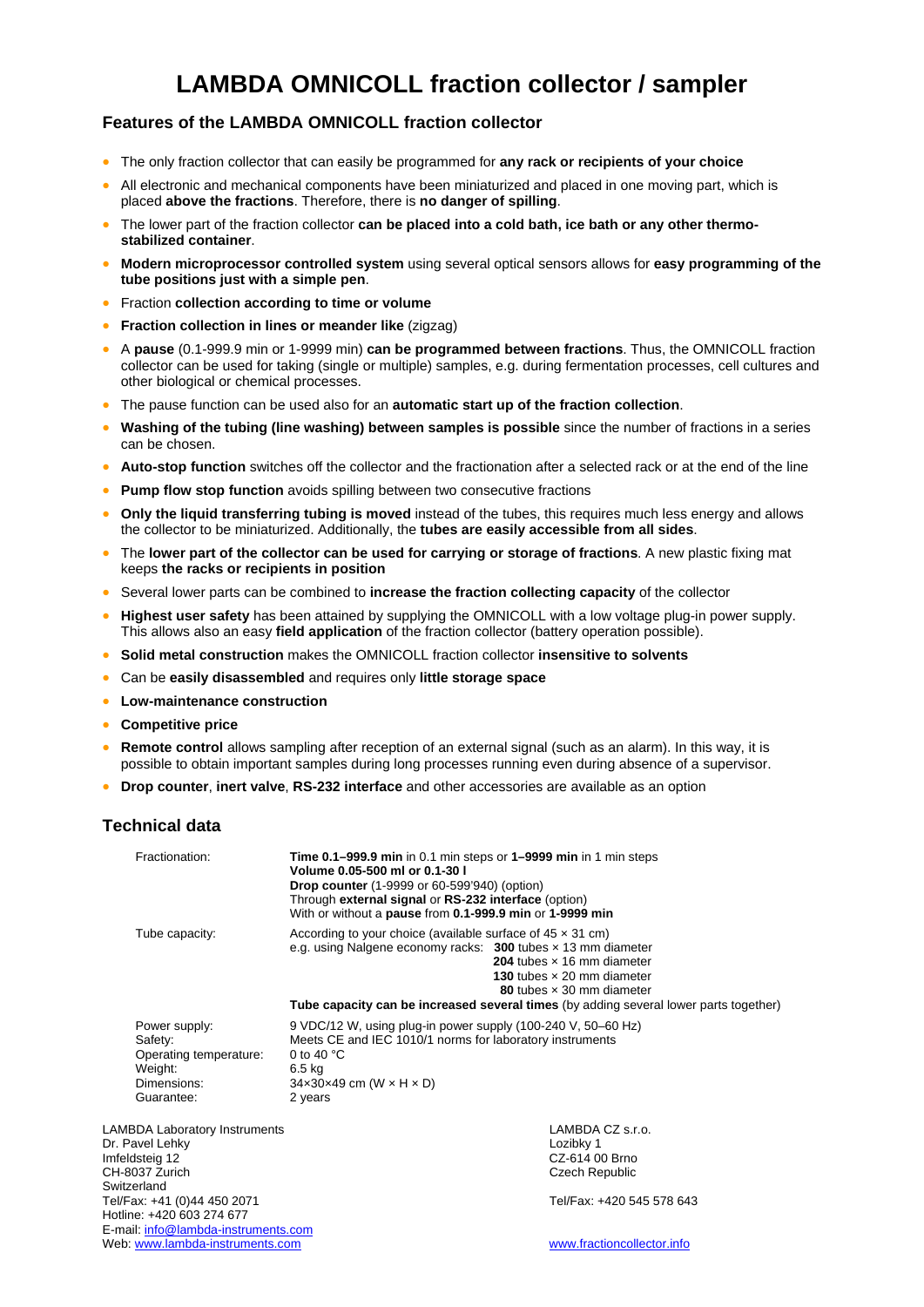# LAMBDA OMNICOLL fraction collector / sampler

## Features of the LAMBDA OMNICOLL fraction collector

- The only fraction collector that can easily be programmed for **any rack or recipients of your choice**
- All electronic and mechanical components have been miniaturized and placed in one moving part, which is placed **above the fractions**. Therefore, there is **no danger of spilling**.
- The lower part of the fraction collector **can be placed into a cold bath, ice bath or any other thermo-stabilized container**.
- **Modern microprocessor controlled system** using several optical sensors allows for **easy programming of the tube positions just with a simple pen**.
- Fraction **collection according to time or volume**
- **Fraction collection in lines or meander like** (zigzag)
- A **pause** (0.1-999.9 min or 1-9999 min) **can be programmed between fractions**. Thus, the OMNICOLL fraction collector can be used for taking (single or multiple) samples, e.g. during fermentation processes, cell cultures and other biological or chemical processes.
- The pause function can be used also for an **automatic start up of the fraction collection**.
- **Washing of the tubing (line washing) between samples is possible** since the number of fractions in a series can be chosen.
- **Auto-stop function** switches off the collector and the fractionation after a selected rack or at the end of the line
- **Pump flow stop function** avoids spilling between two consecutive fractions
- **Only the liquid transferring tubing is moved** instead of the tubes, this requires much less energy and allows the collector to be miniaturized. Additionally, the **tubes are easily accessible from all sides**.
- The **lower part of the collector can be used for carrying or storage of fractions**. A new plastic fixing mat keeps **the racks or recipients in position**
- Several lower parts can be combined to **increase the fraction collecting capacity** of the collector
- **Highest user safety** has been attained by supplying the OMNICOLL with a low voltage plug-in power supply. This allows also an easy **field application** of the fraction collector (battery operation possible).
- **Solid metal construction** makes the OMNICOLL fraction collector **insensitive to solvents**
- Can be **easily disassembled** and requires only **little storage space**
- **Low-maintenance construction**
- **Competitive price**
- **Remote control** allows sampling after reception of an external signal (such as an alarm). In this way, it is possible to obtain important samples during long processes running even during absence of a supervisor.
- **Drop counter**, **inert valve**, **RS-232 interface** and other accessories are available as an option

## Technical data

| | |
|---|---|
| Fractionation: | **Time 0.1–999.9 min** in 0.1 min steps or **1–9999 min** in 1 min steps<br>**Volume 0.05-500 ml or 0.1-30 l**<br>**Drop counter** (1-9999 or 60-599'940) (option)<br>Through **external signal** or **RS-232 interface** (option)<br>With or without a **pause** from **0.1-999.9 min** or **1-9999 min** |
| Tube capacity: | According to your choice (available surface of 45 × 31 cm)<br>e.g. using Nalgene economy racks: **300** tubes × 13 mm diameter<br>**204** tubes × 16 mm diameter<br>**130** tubes × 20 mm diameter<br>**80** tubes × 30 mm diameter<br>**Tube capacity can be increased several times** (by adding several lower parts together) |
| Power supply: | 9 VDC/12 W, using plug-in power supply (100-240 V, 50–60 Hz) |
| Safety: | Meets CE and IEC 1010/1 norms for laboratory instruments |
| Operating temperature: | 0 to 40 °C |
| Weight: | 6.5 kg |
| Dimensions: | 34×30×49 cm (W × H × D) |
| Guarantee: | 2 years |

LAMBDA Laboratory Instruments
Dr. Pavel Lehky
Imfeldsteig 12
CH-8037 Zurich
Switzerland
Tel/Fax: +41 (0)44 450 2071
Hotline: +420 603 274 677
E-mail: info@lambda-instruments.com
Web: www.lambda-instruments.com

LAMBDA CZ s.r.o.
Lozibky 1
CZ-614 00 Brno
Czech Republic

Tel/Fax: +420 545 578 643

www.fractioncollector.info